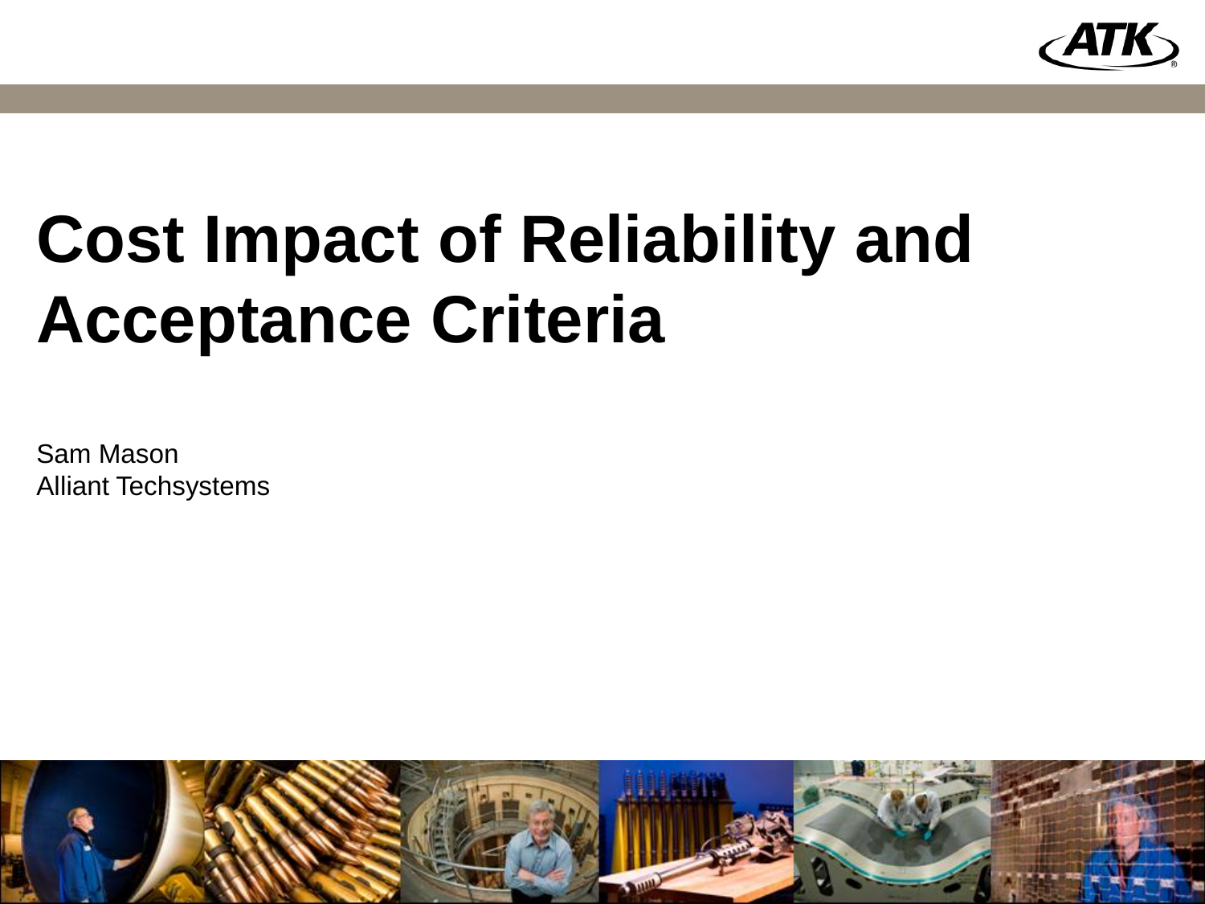# Cost Impact of Reliability and Acceptance Criteria

Sam Mason
Alliant Techsystems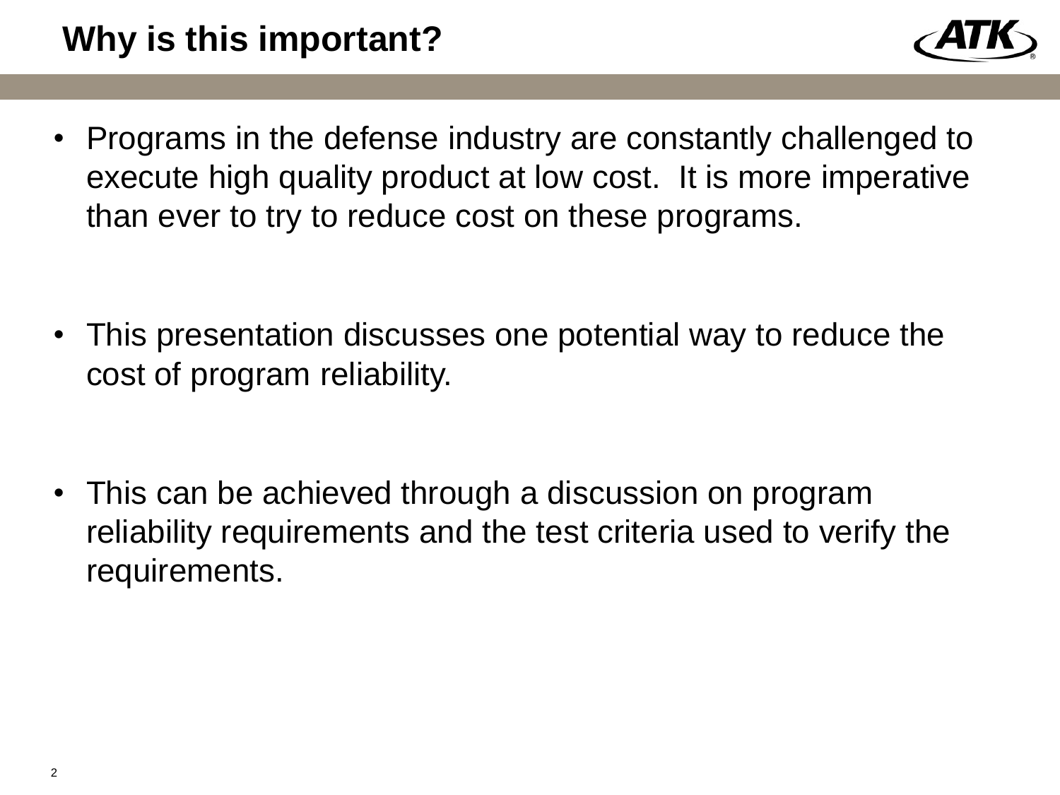# Why is this important?

- Programs in the defense industry are constantly challenged to execute high quality product at low cost. It is more imperative than ever to try to reduce cost on these programs.

- This presentation discusses one potential way to reduce the cost of program reliability.

- This can be achieved through a discussion on program reliability requirements and the test criteria used to verify the requirements.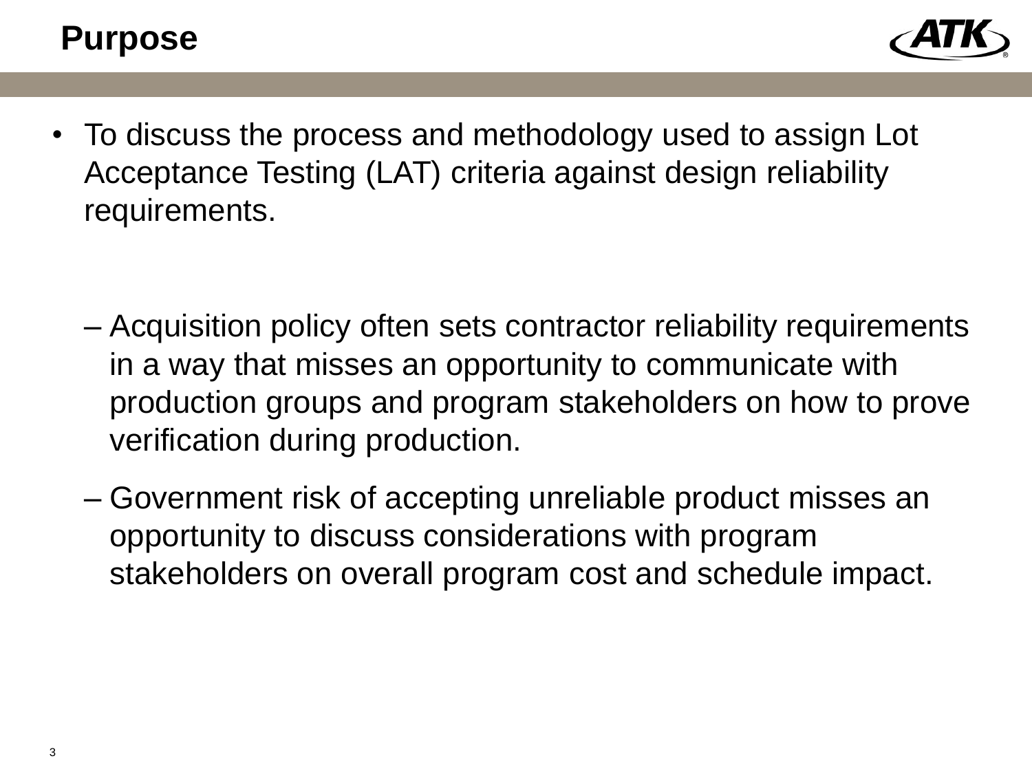# Purpose

- To discuss the process and methodology used to assign Lot Acceptance Testing (LAT) criteria against design reliability requirements.

  - Acquisition policy often sets contractor reliability requirements in a way that misses an opportunity to communicate with production groups and program stakeholders on how to prove verification during production.
  - Government risk of accepting unreliable product misses an opportunity to discuss considerations with program stakeholders on overall program cost and schedule impact.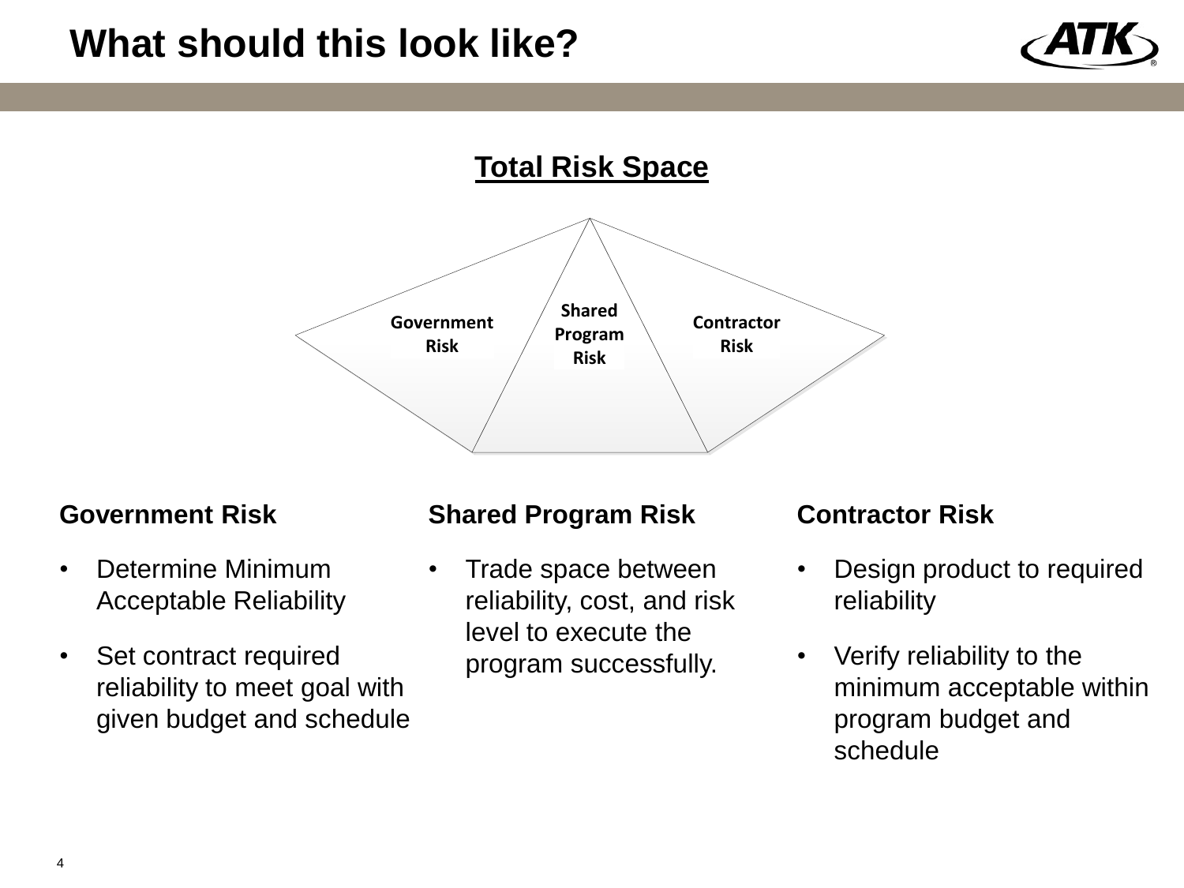# What should this look like?

**Total Risk Space**

Government Risk | Shared Program Risk | Contractor Risk

### Government Risk

- Determine Minimum Acceptable Reliability
- Set contract required reliability to meet goal with given budget and schedule

### Shared Program Risk

- Trade space between reliability, cost, and risk level to execute the program successfully.

### Contractor Risk

- Design product to required reliability
- Verify reliability to the minimum acceptable within program budget and schedule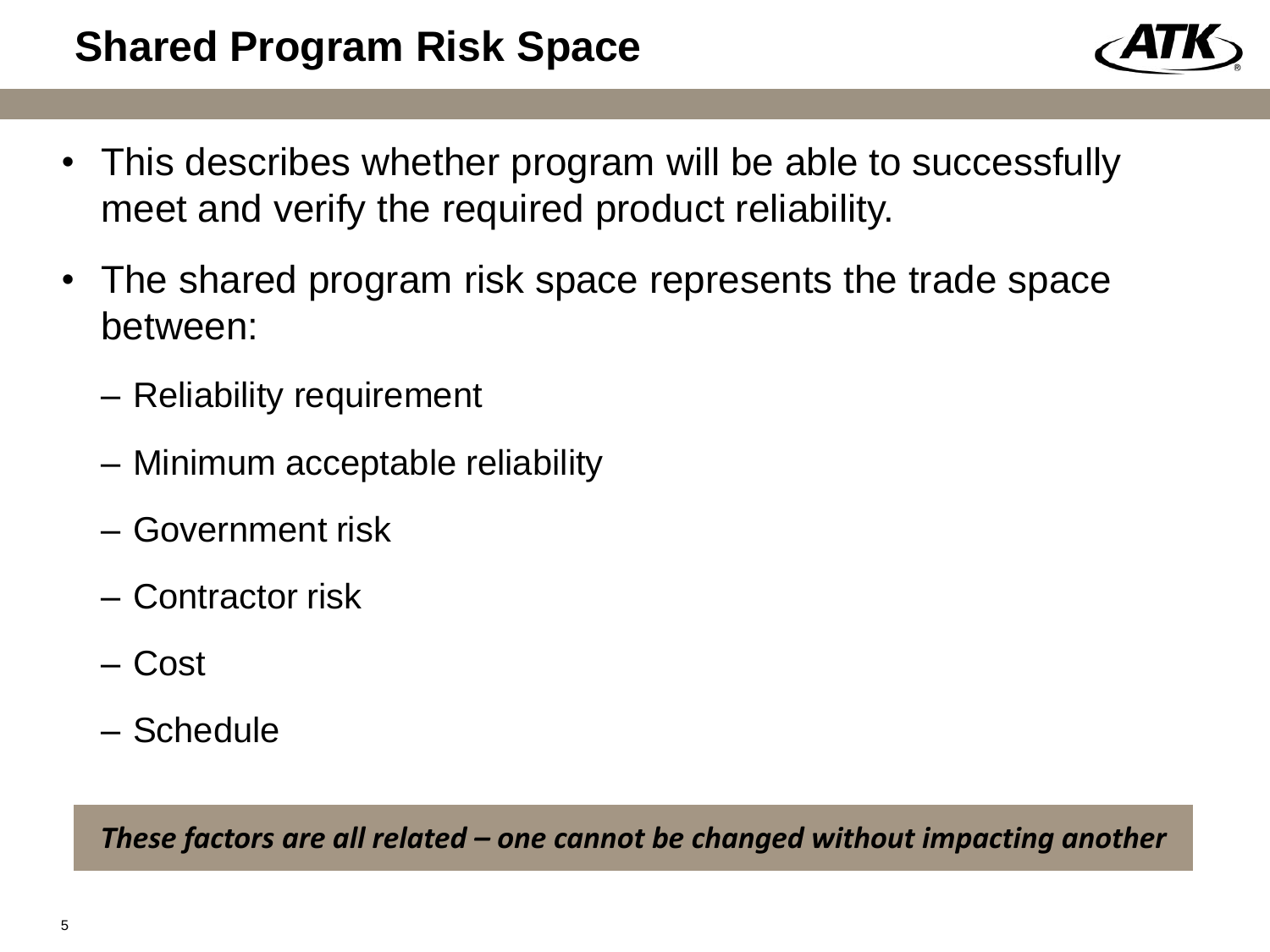# Shared Program Risk Space

- This describes whether program will be able to successfully meet and verify the required product reliability.
- The shared program risk space represents the trade space between:
  - Reliability requirement
  - Minimum acceptable reliability
  - Government risk
  - Contractor risk
  - Cost
  - Schedule

***These factors are all related – one cannot be changed without impacting another***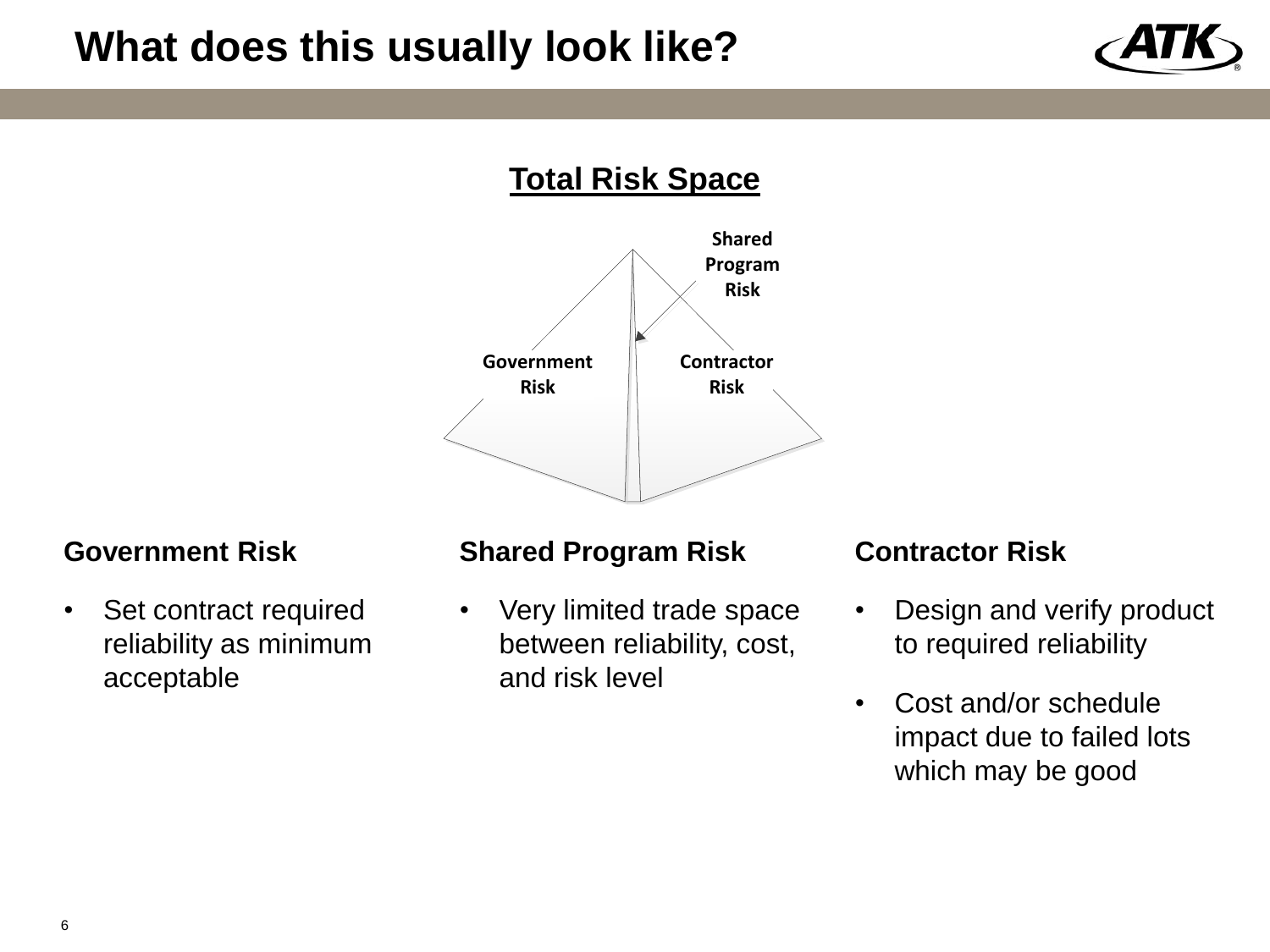# What does this usually look like?

**Total Risk Space**

Shared Program Risk

Government Risk

Contractor Risk

### Government Risk

- Set contract required reliability as minimum acceptable

### Shared Program Risk

- Very limited trade space between reliability, cost, and risk level

### Contractor Risk

- Design and verify product to required reliability
- Cost and/or schedule impact due to failed lots which may be good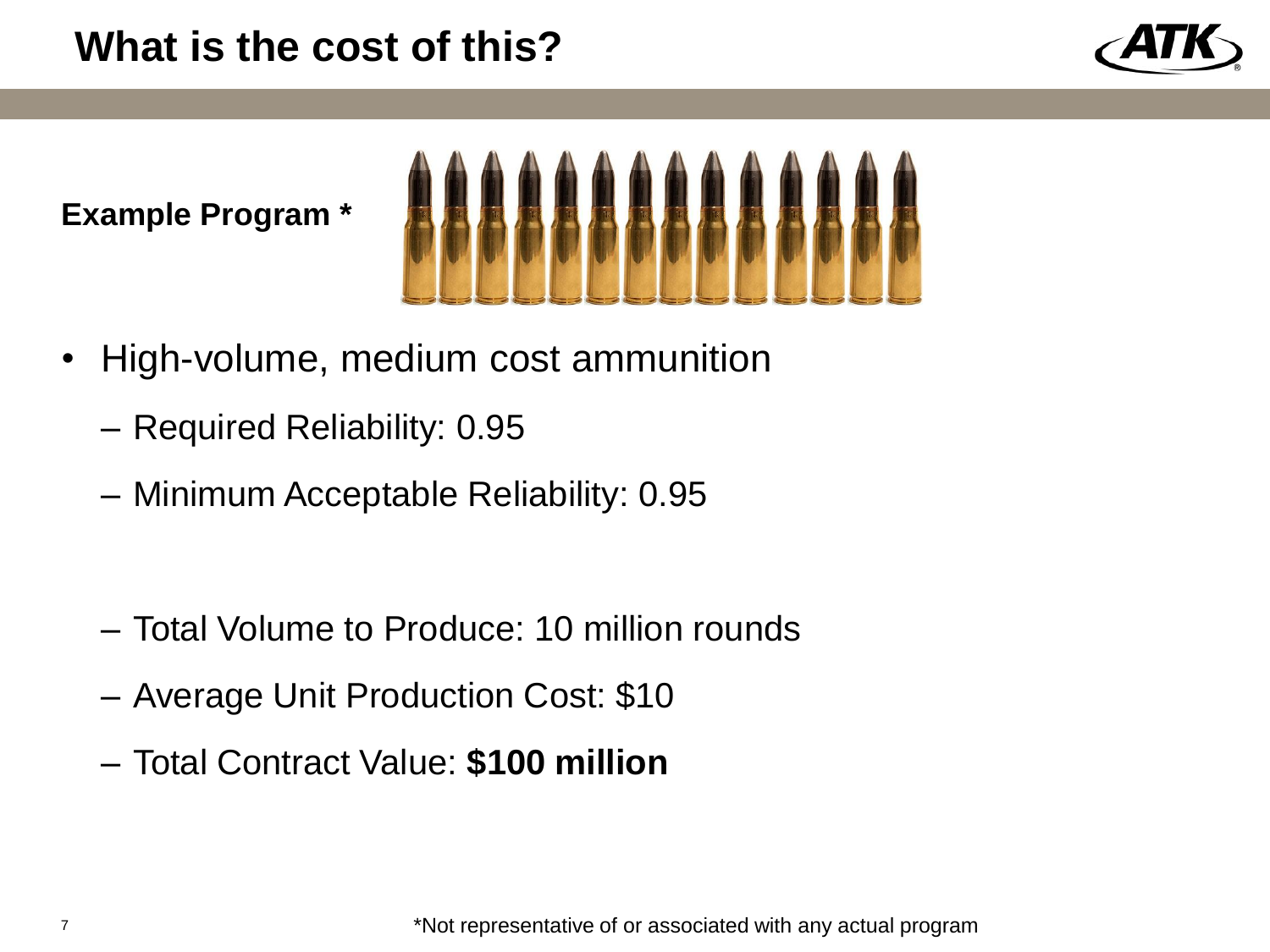# What is the cost of this?

**Example Program ***

- High-volume, medium cost ammunition
  - Required Reliability: 0.95
  - Minimum Acceptable Reliability: 0.95
  - Total Volume to Produce: 10 million rounds
  - Average Unit Production Cost: $10
  - Total Contract Value: **$100 million**

*Not representative of or associated with any actual program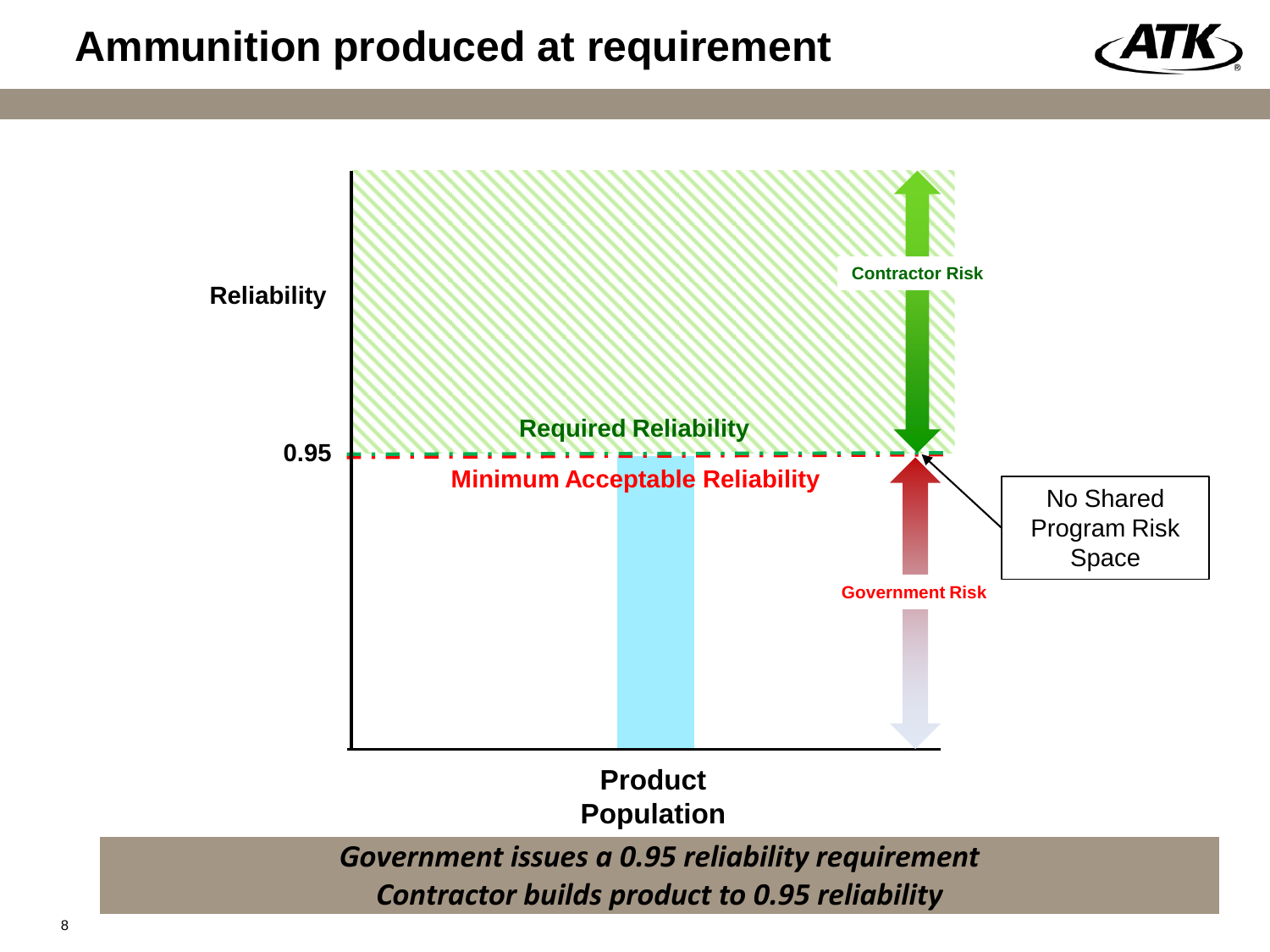# Ammunition produced at requirement

Reliability

0.95

Required Reliability

Minimum Acceptable Reliability

Contractor Risk

Government Risk

No Shared Program Risk Space

Product Population

*Government issues a 0.95 reliability requirement*

*Contractor builds product to 0.95 reliability*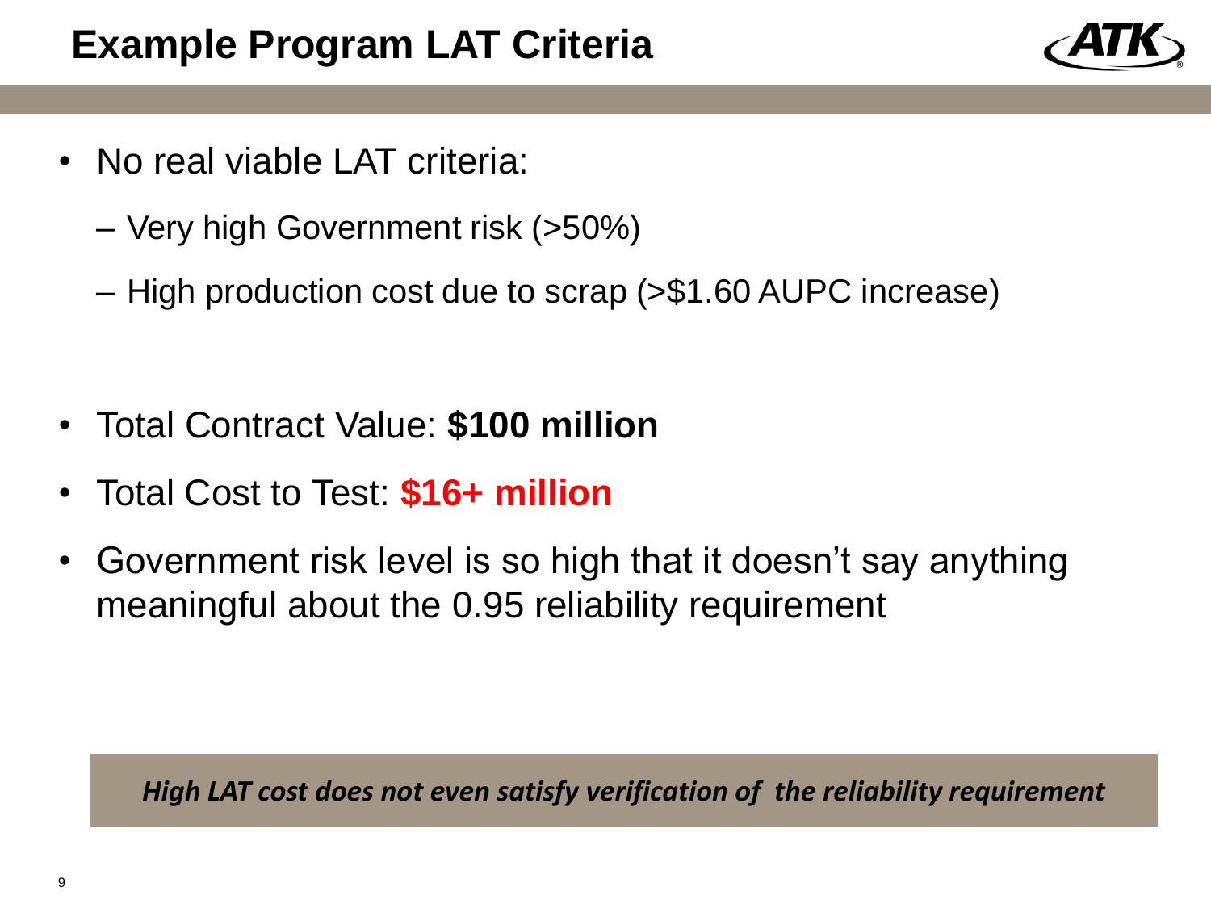# Example Program LAT Criteria

- No real viable LAT criteria:
  - Very high Government risk (>50%)
  - High production cost due to scrap (>$1.60 AUPC increase)

- Total Contract Value: **$100 million**
- Total Cost to Test: **$16+ million**
- Government risk level is so high that it doesn't say anything meaningful about the 0.95 reliability requirement

***High LAT cost does not even satisfy verification of the reliability requirement***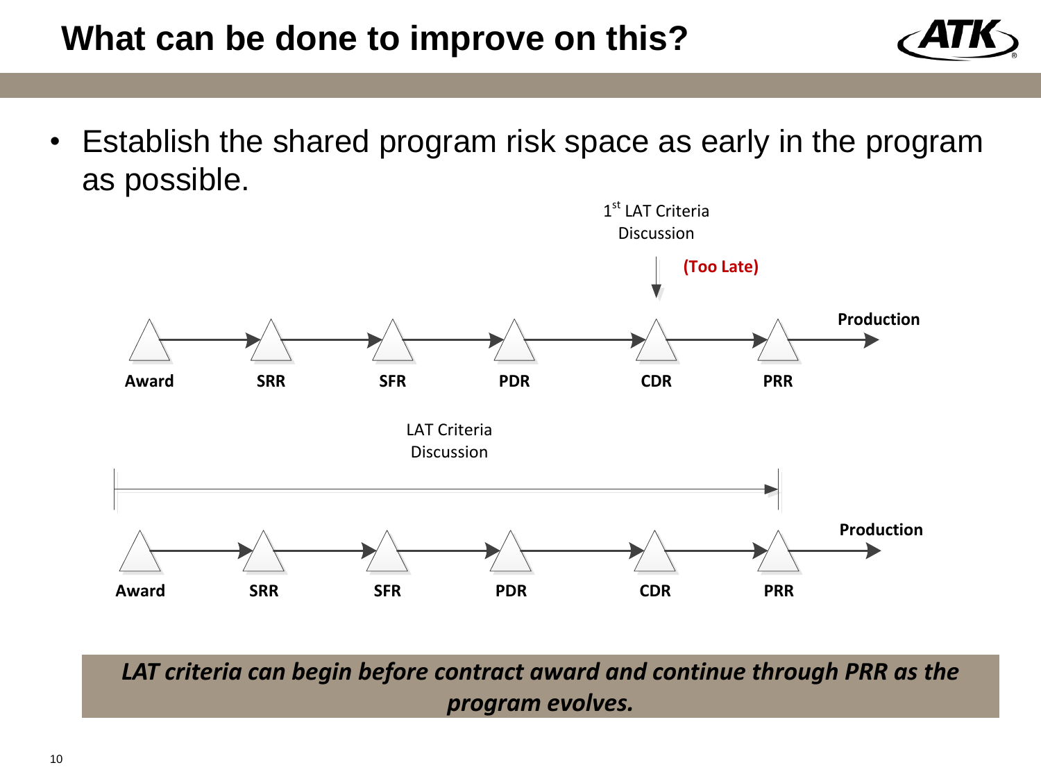# What can be done to improve on this?

- Establish the shared program risk space as early in the program as possible.

1st LAT Criteria Discussion

**(Too Late)**

**Award** → **SRR** → **SFR** → **PDR** → **CDR** → **PRR** → **Production**

LAT Criteria Discussion

**Award** → **SRR** → **SFR** → **PDR** → **CDR** → **PRR** → **Production**

***LAT criteria can begin before contract award and continue through PRR as the program evolves.***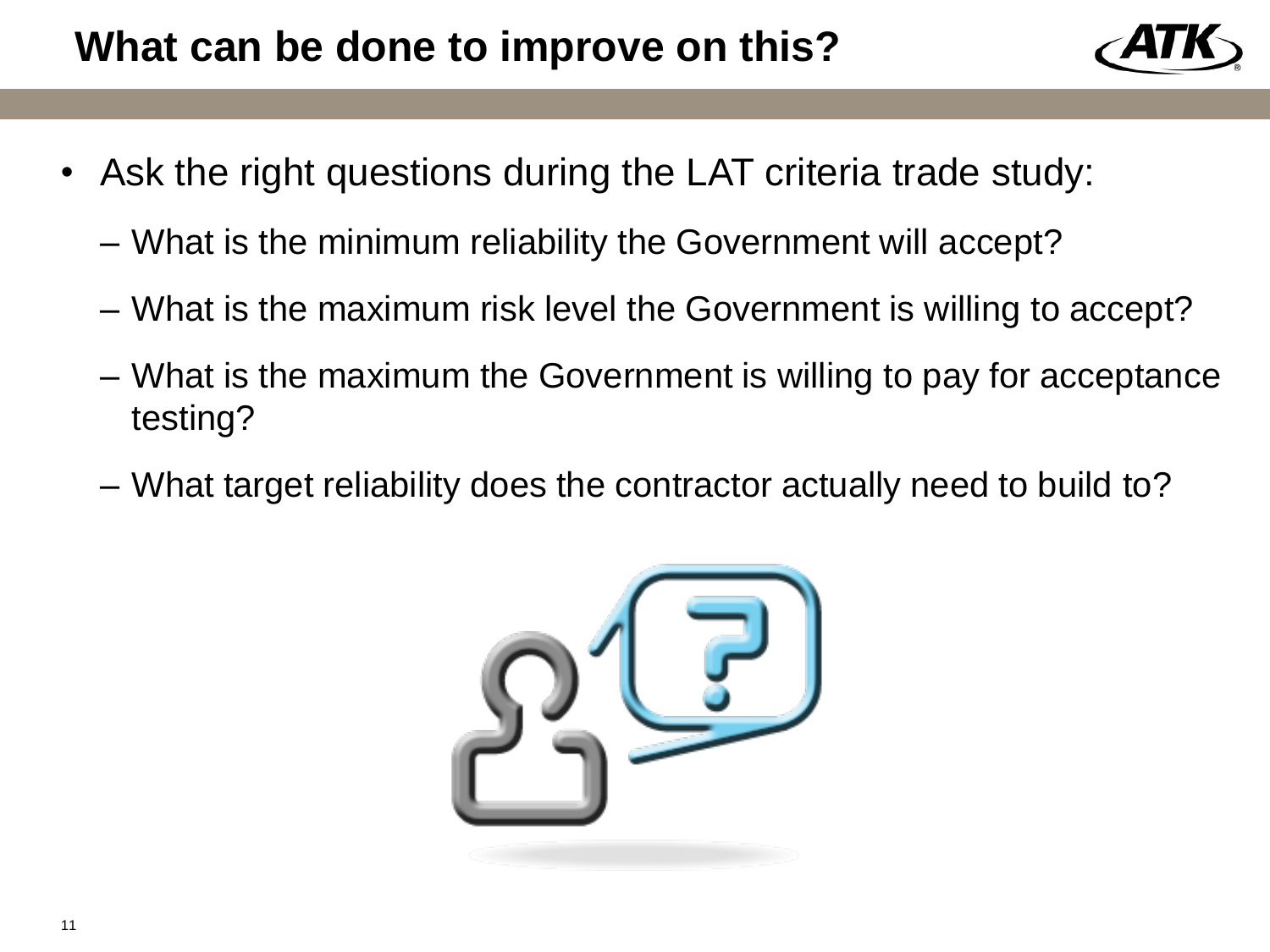# What can be done to improve on this?

- Ask the right questions during the LAT criteria trade study:
  - What is the minimum reliability the Government will accept?
  - What is the maximum risk level the Government is willing to accept?
  - What is the maximum the Government is willing to pay for acceptance testing?
  - What target reliability does the contractor actually need to build to?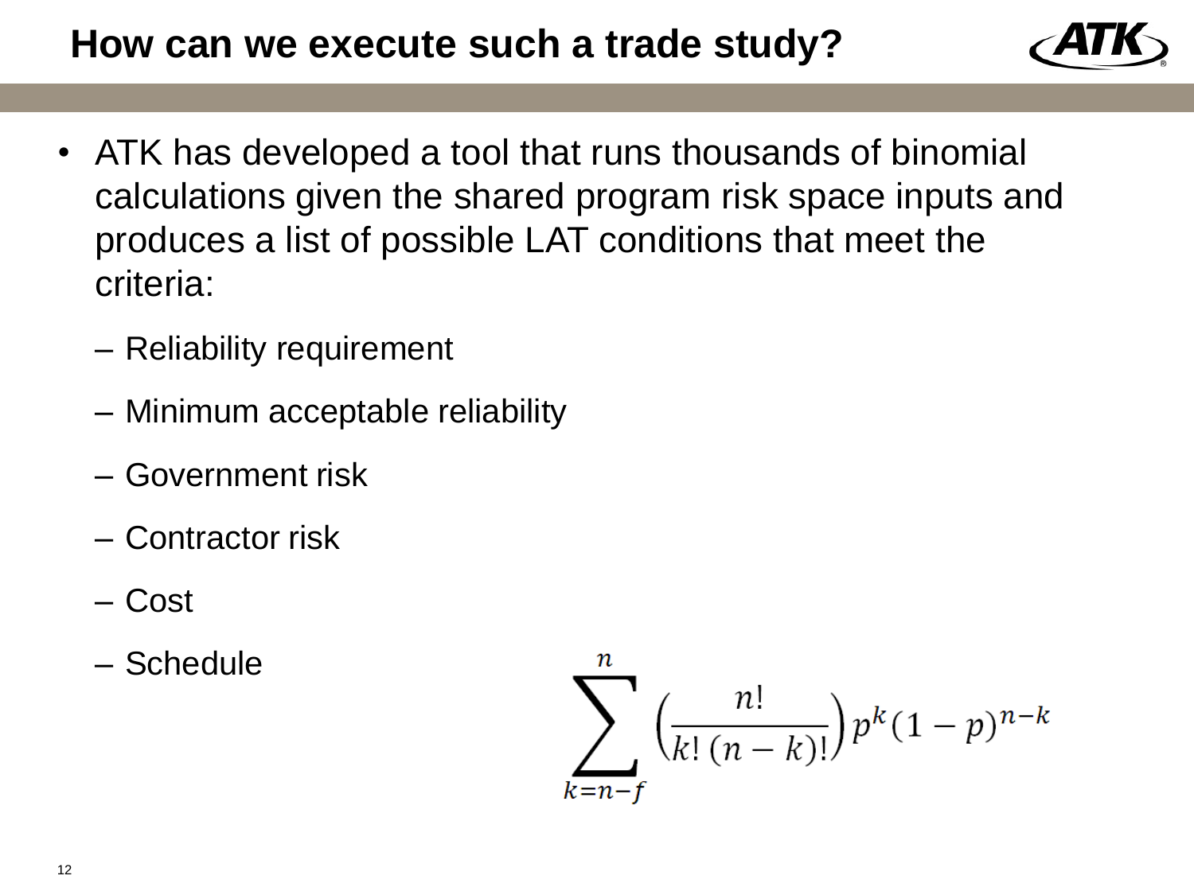# How can we execute such a trade study?

- ATK has developed a tool that runs thousands of binomial calculations given the shared program risk space inputs and produces a list of possible LAT conditions that meet the criteria:
  - Reliability requirement
  - Minimum acceptable reliability
  - Government risk
  - Contractor risk
  - Cost
  - Schedule

$$\sum_{k=n-f}^{n} \left(\frac{n!}{k!\,(n-k)!}\right) p^k (1-p)^{n-k}$$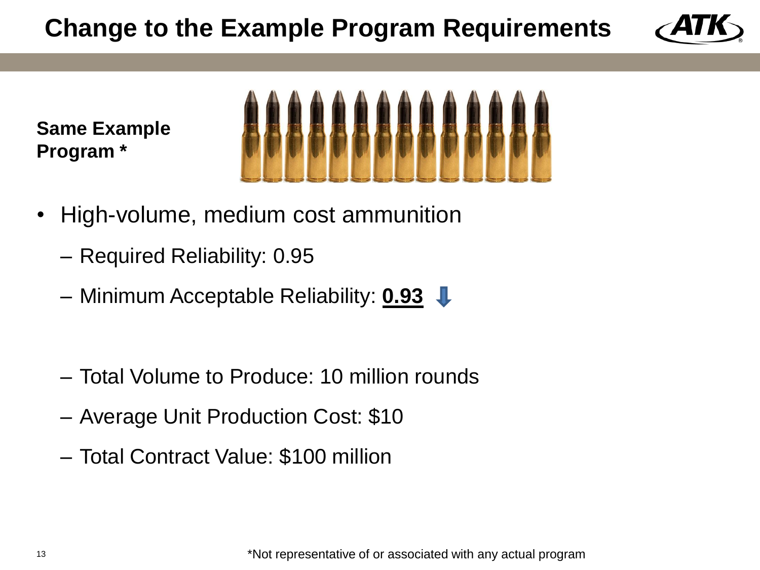# Change to the Example Program Requirements

**Same Example Program ***

- High-volume, medium cost ammunition
  - Required Reliability: 0.95
  - Minimum Acceptable Reliability: **0.93**
  - Total Volume to Produce: 10 million rounds
  - Average Unit Production Cost: $10
  - Total Contract Value: $100 million

*Not representative of or associated with any actual program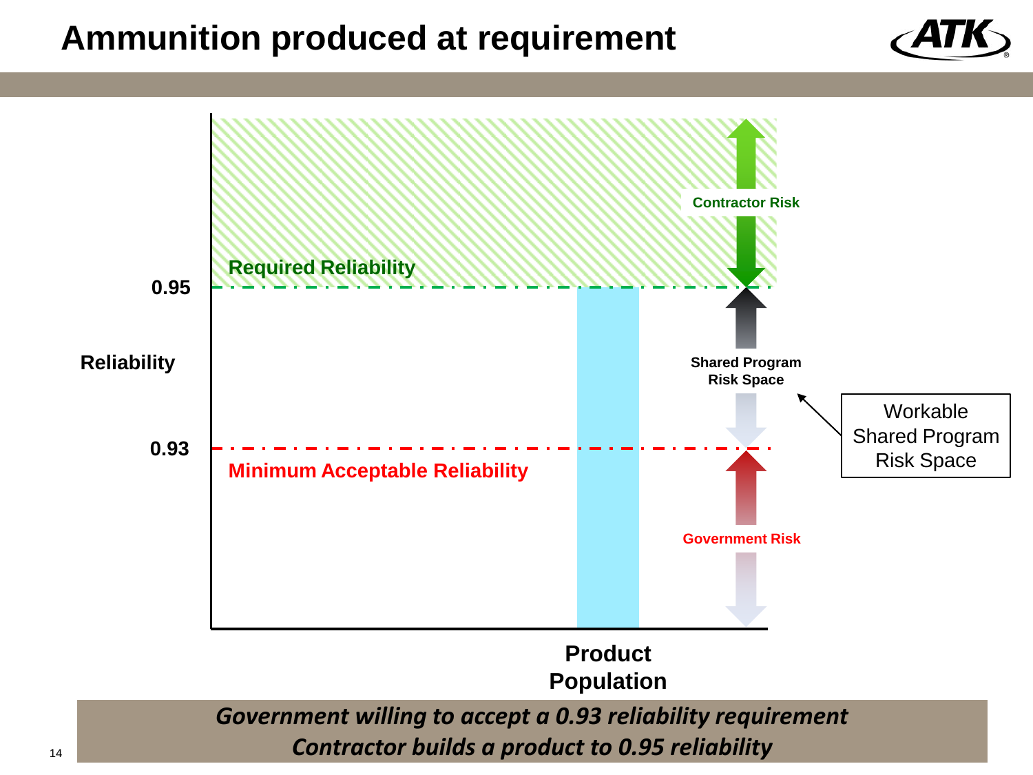# Ammunition produced at requirement

Required Reliability

0.95

Contractor Risk

Reliability

Shared Program Risk Space

Workable Shared Program Risk Space

0.93

Minimum Acceptable Reliability

Government Risk

Product Population

***Government willing to accept a 0.93 reliability requirement***
***Contractor builds a product to 0.95 reliability***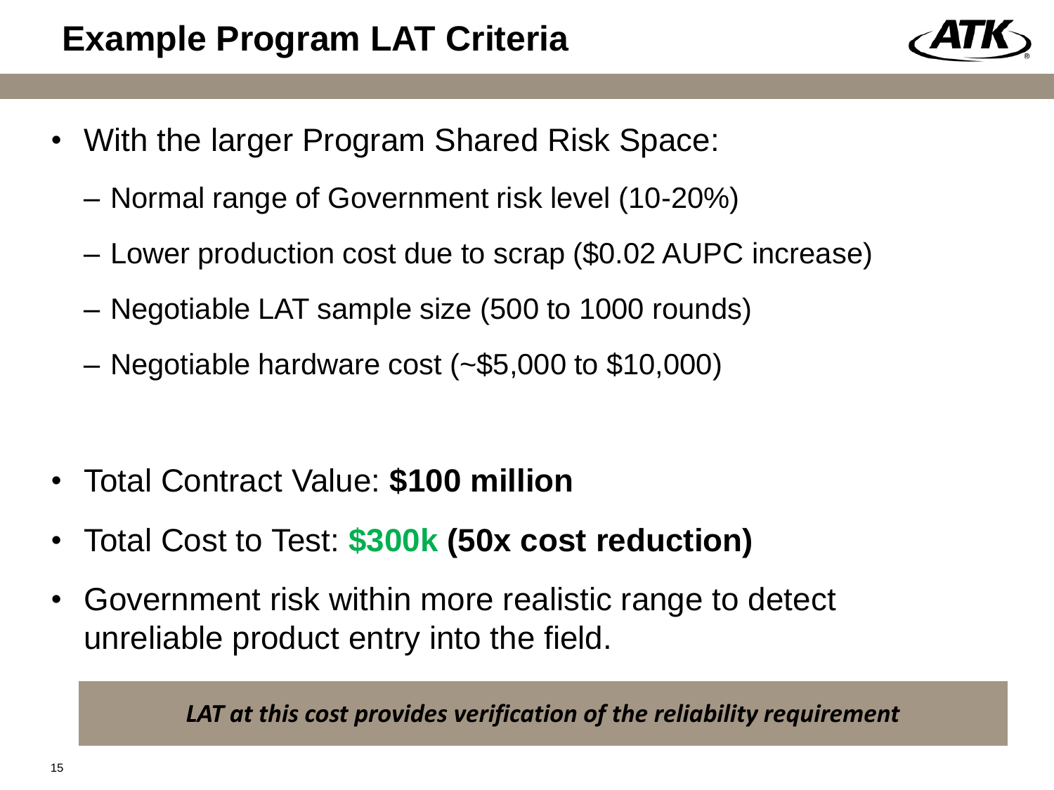# Example Program LAT Criteria

- With the larger Program Shared Risk Space:
  - Normal range of Government risk level (10-20%)
  - Lower production cost due to scrap ($0.02 AUPC increase)
  - Negotiable LAT sample size (500 to 1000 rounds)
  - Negotiable hardware cost (~$5,000 to $10,000)

- Total Contract Value: **$100 million**
- Total Cost to Test: **$300k** **(50x cost reduction)**
- Government risk within more realistic range to detect unreliable product entry into the field.

***LAT at this cost provides verification of the reliability requirement***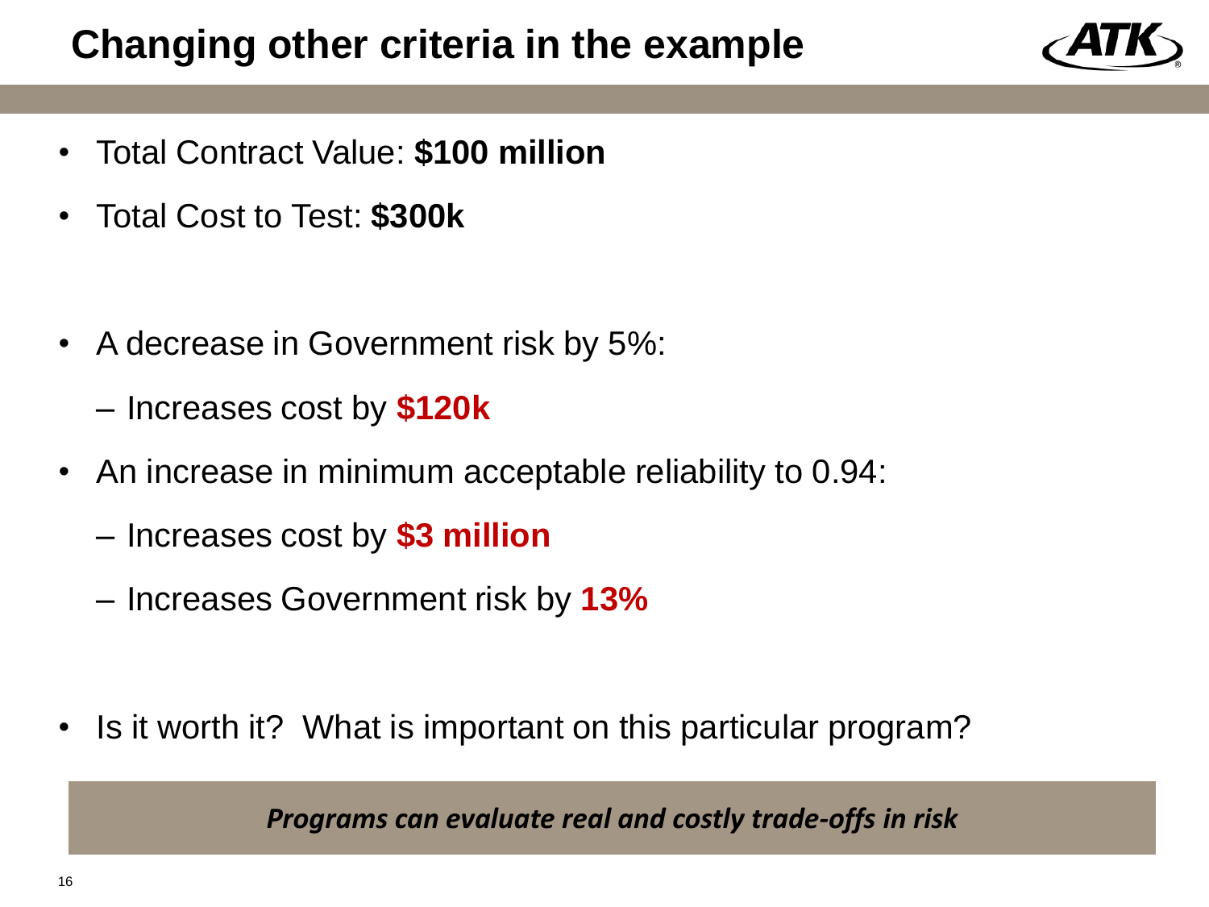# Changing other criteria in the example

- Total Contract Value: **$100 million**
- Total Cost to Test: **$300k**

- A decrease in Government risk by 5%:
  - Increases cost by **$120k**
- An increase in minimum acceptable reliability to 0.94:
  - Increases cost by **$3 million**
  - Increases Government risk by **13%**

- Is it worth it? What is important on this particular program?

***Programs can evaluate real and costly trade-offs in risk***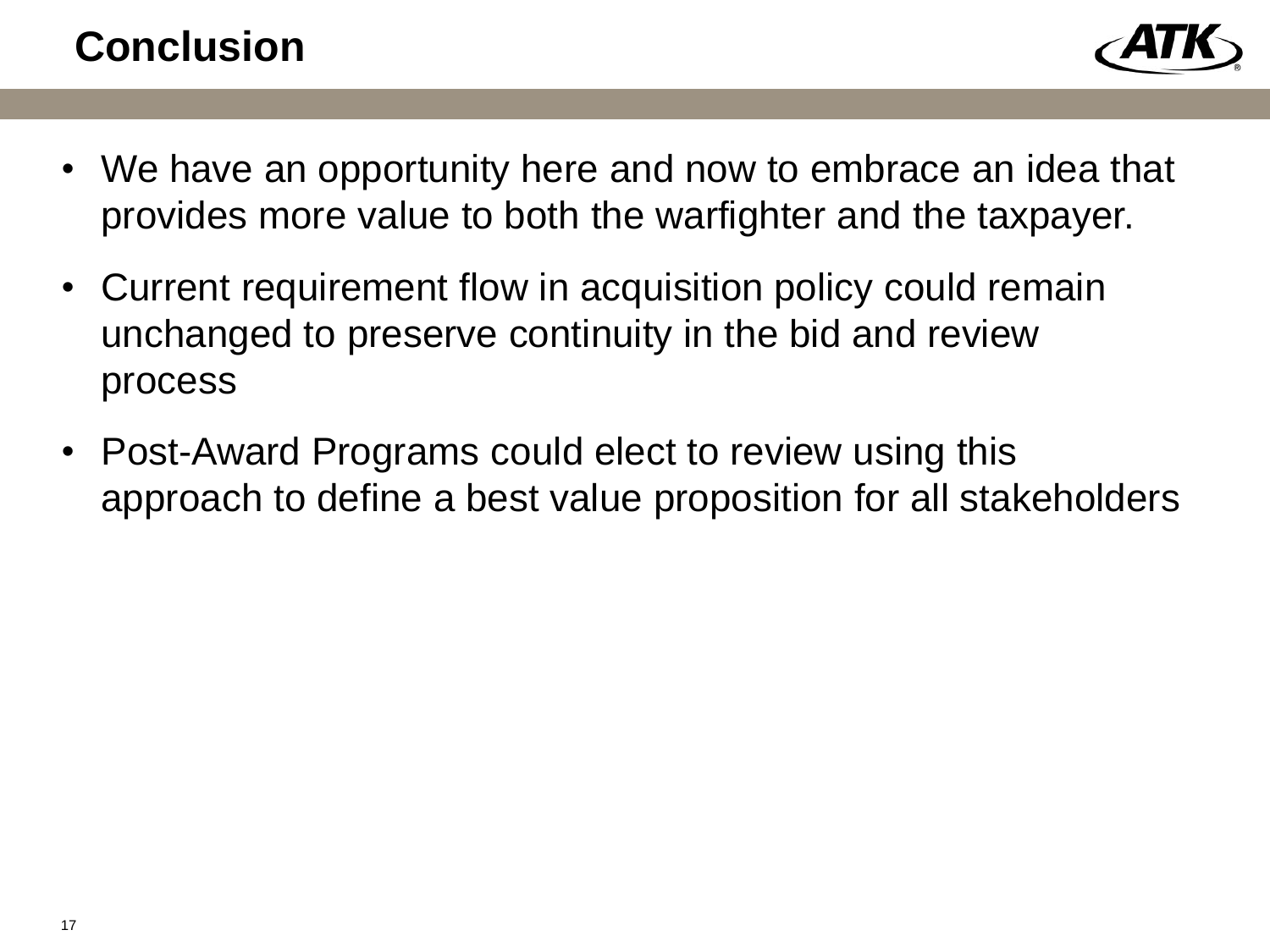# Conclusion

- We have an opportunity here and now to embrace an idea that provides more value to both the warfighter and the taxpayer.
- Current requirement flow in acquisition policy could remain unchanged to preserve continuity in the bid and review process
- Post-Award Programs could elect to review using this approach to define a best value proposition for all stakeholders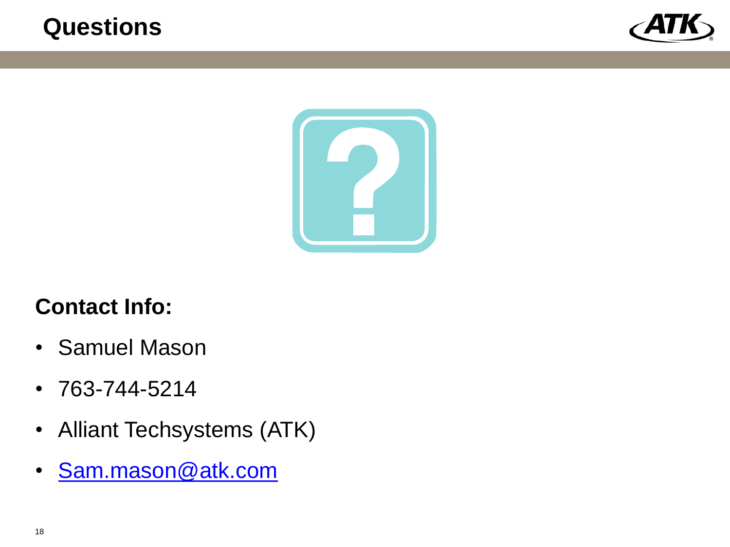# Questions

**Contact Info:**

- Samuel Mason
- 763-744-5214
- Alliant Techsystems (ATK)
- Sam.mason@atk.com